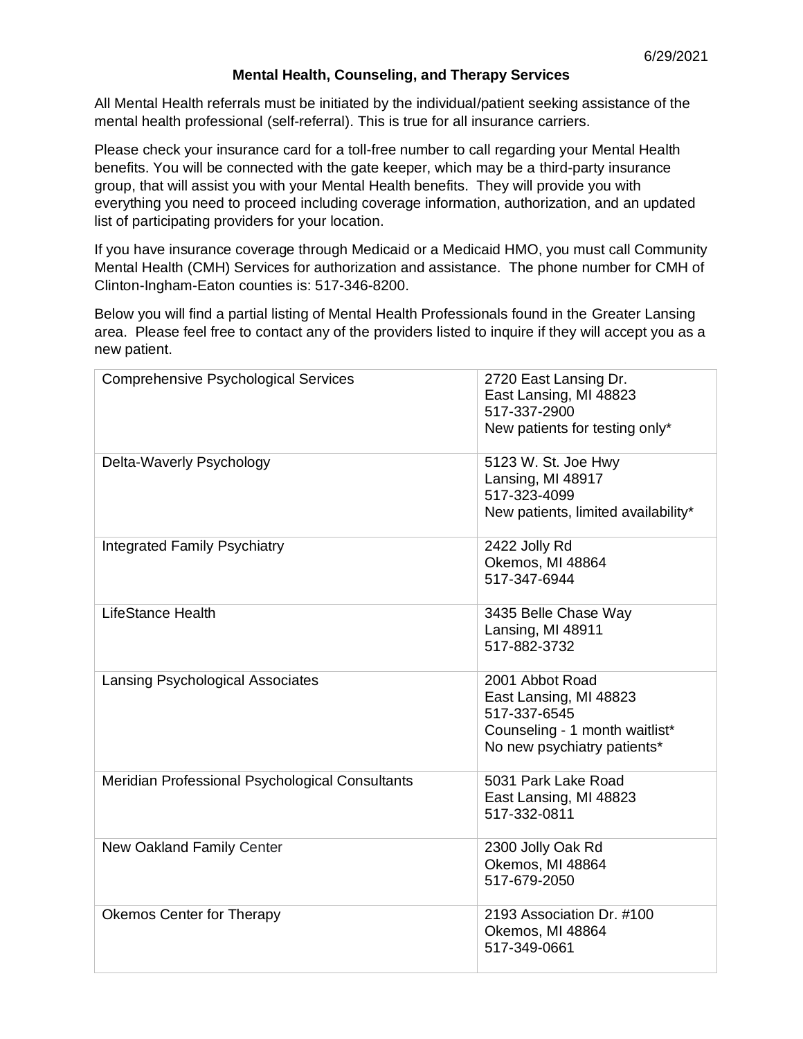6/29/2021

**Mental Health, Counseling, and Therapy Services**

All Mental Health referrals must be initiated by the individual/patient seeking assistance of the mental health professional (self-referral). This is true for all insurance carriers.

Please check your insurance card for a toll-free number to call regarding your Mental Health benefits. You will be connected with the gate keeper, which may be a third-party insurance group, that will assist you with your Mental Health benefits. They will provide you with everything you need to proceed including coverage information, authorization, and an updated list of participating providers for your location.

If you have insurance coverage through Medicaid or a Medicaid HMO, you must call Community Mental Health (CMH) Services for authorization and assistance. The phone number for CMH of Clinton-Ingham-Eaton counties is: 517-346-8200.

Below you will find a partial listing of Mental Health Professionals found in the Greater Lansing area. Please feel free to contact any of the providers listed to inquire if they will accept you as a new patient.

| | |
|---|---|
| Comprehensive Psychological Services | 2720 East Lansing Dr.<br>East Lansing, MI 48823<br>517-337-2900<br>New patients for testing only* |
| Delta-Waverly Psychology | 5123 W. St. Joe Hwy<br>Lansing, MI 48917<br>517-323-4099<br>New patients, limited availability* |
| Integrated Family Psychiatry | 2422 Jolly Rd<br>Okemos, MI 48864<br>517-347-6944 |
| LifeStance Health | 3435 Belle Chase Way<br>Lansing, MI 48911<br>517-882-3732 |
| Lansing Psychological Associates | 2001 Abbot Road<br>East Lansing, MI 48823<br>517-337-6545<br>Counseling - 1 month waitlist*<br>No new psychiatry patients* |
| Meridian Professional Psychological Consultants | 5031 Park Lake Road<br>East Lansing, MI 48823<br>517-332-0811 |
| New Oakland Family Center | 2300 Jolly Oak Rd<br>Okemos, MI 48864<br>517-679-2050 |
| Okemos Center for Therapy | 2193 Association Dr. #100<br>Okemos, MI 48864<br>517-349-0661 |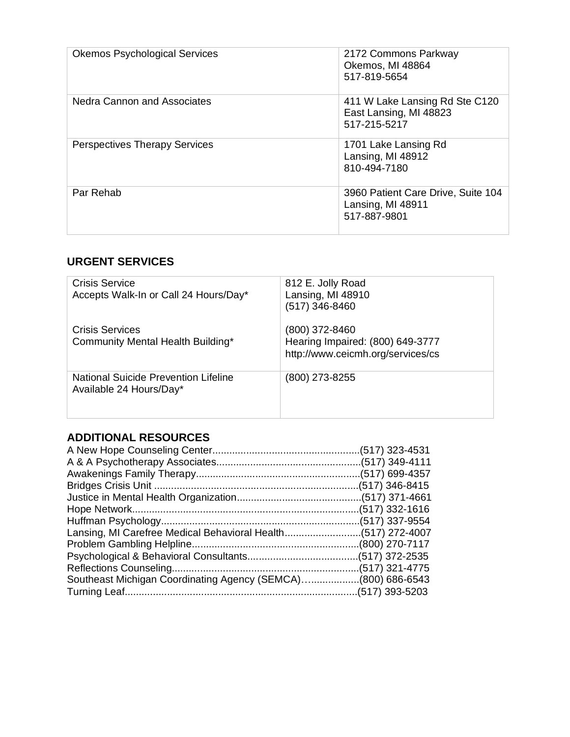| | |
|---|---|
| Okemos Psychological Services | 2172 Commons Parkway<br>Okemos, MI 48864<br>517-819-5654 |
| Nedra Cannon and Associates | 411 W Lake Lansing Rd Ste C120<br>East Lansing, MI 48823<br>517-215-5217 |
| Perspectives Therapy Services | 1701 Lake Lansing Rd<br>Lansing, MI 48912<br>810-494-7180 |
| Par Rehab | 3960 Patient Care Drive, Suite 104<br>Lansing, MI 48911<br>517-887-9801 |

## URGENT SERVICES

| | |
|---|---|
| Crisis Service<br>Accepts Walk-In or Call 24 Hours/Day*<br><br>Crisis Services<br>Community Mental Health Building* | 812 E. Jolly Road<br>Lansing, MI 48910<br>(517) 346-8460<br><br>(800) 372-8460<br>Hearing Impaired: (800) 649-3777<br>http://www.ceicmh.org/services/cs |
| National Suicide Prevention Lifeline<br>Available 24 Hours/Day* | (800) 273-8255 |

## ADDITIONAL RESOURCES

A New Hope Counseling Center....................................................(517) 323-4531
A & A Psychotherapy Associates..................................................(517) 349-4111
Awakenings Family Therapy..........................................................(517) 699-4357
Bridges Crisis Unit .........................................................................(517) 346-8415
Justice in Mental Health Organization............................................(517) 371-4661
Hope Network................................................................................(517) 332-1616
Huffman Psychology......................................................................(517) 337-9554
Lansing, MI Carefree Medical Behavioral Health...........................(517) 272-4007
Problem Gambling Helpline...........................................................(800) 270-7117
Psychological & Behavioral Consultants.......................................(517) 372-2535
Reflections Counseling..................................................................(517) 321-4775
Southeast Michigan Coordinating Agency (SEMCA)…..................(800) 686-6543
Turning Leaf..................................................................................(517) 393-5203